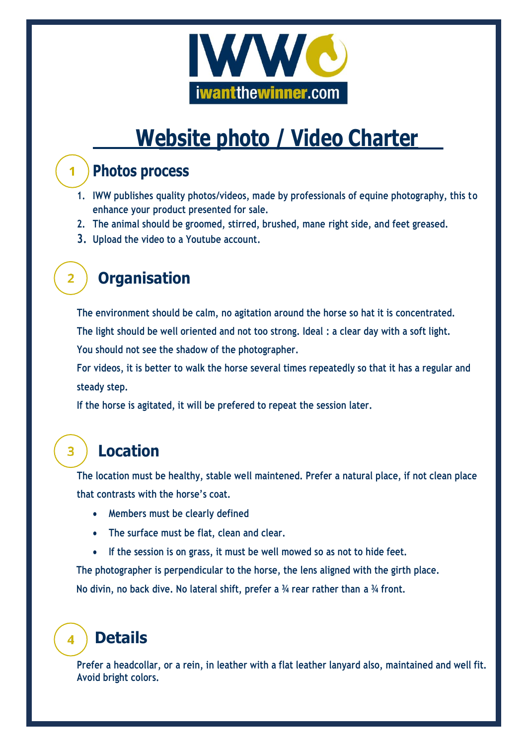IWW
iwantthewinner.com

# Website photo / Video Charter

## 1 Photos process

1. IWW publishes quality photos/videos, made by professionals of equine photography, this to enhance your product presented for sale.
2. The animal should be groomed, stirred, brushed, mane right side, and feet greased.
3. Upload the video to a Youtube account.

## 2 Organisation

The environment should be calm, no agitation around the horse so hat it is concentrated.

The light should be well oriented and not too strong. Ideal : a clear day with a soft light.

You should not see the shadow of the photographer.

For videos, it is better to walk the horse several times repeatedly so that it has a regular and steady step.

If the horse is agitated, it will be prefered to repeat the session later.

## 3 Location

The location must be healthy, stable well maintened. Prefer a natural place, if not clean place that contrasts with the horse's coat.

- Members must be clearly defined
- The surface must be flat, clean and clear.
- If the session is on grass, it must be well mowed so as not to hide feet.

The photographer is perpendicular to the horse, the lens aligned with the girth place.

No divin, no back dive. No lateral shift, prefer a ¾ rear rather than a ¾ front.

## 4 Details

Prefer a headcollar, or a rein, in leather with a flat leather lanyard also, maintained and well fit. Avoid bright colors.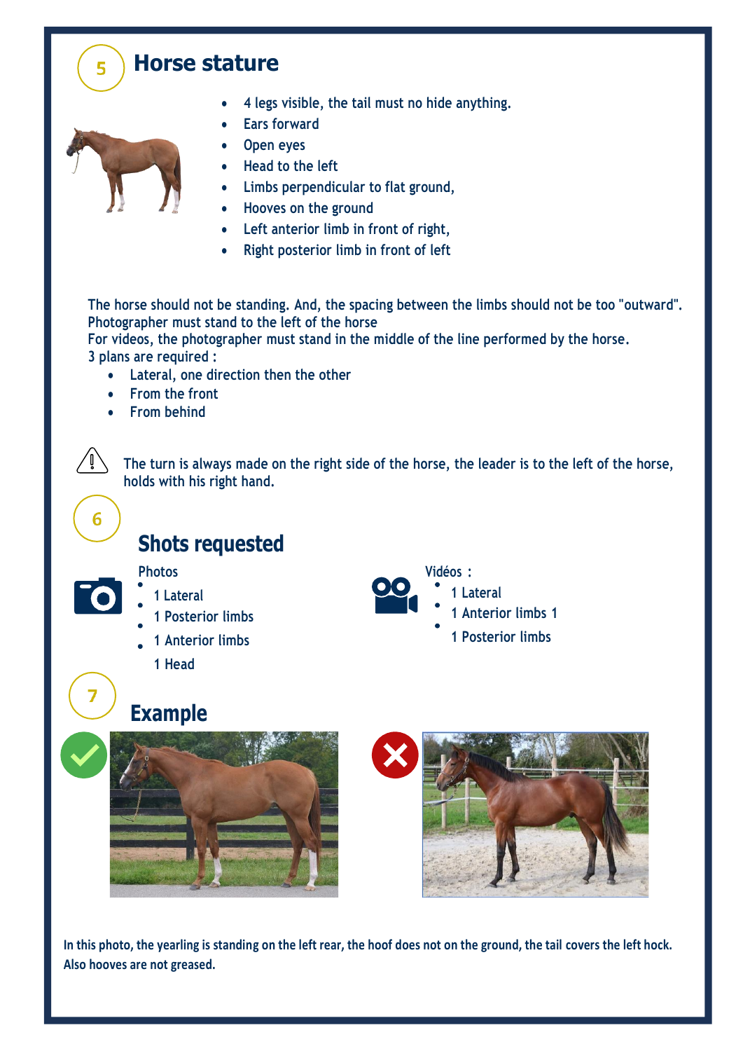## 5 Horse stature

- 4 legs visible, the tail must no hide anything.
- Ears forward
- Open eyes
- Head to the left
- Limbs perpendicular to flat ground,
- Hooves on the ground
- Left anterior limb in front of right,
- Right posterior limb in front of left

The horse should not be standing. And, the spacing between the limbs should not be too "outward".
Photographer must stand to the left of the horse
For videos, the photographer must stand in the middle of the line performed by the horse.
3 plans are required :

- Lateral, one direction then the other
- From the front
- From behind

The turn is always made on the right side of the horse, the leader is to the left of the horse, holds with his right hand.

## 6 Shots requested

Photos

- 1 Lateral
- 1 Posterior limbs
- 1 Anterior limbs
- 1 Head

Vidéos :

- 1 Lateral
- 1 Anterior limbs 1
- 1 Posterior limbs

## 7 Example

**In this photo, the yearling is standing on the left rear, the hoof does not on the ground, the tail covers the left hock. Also hooves are not greased.**